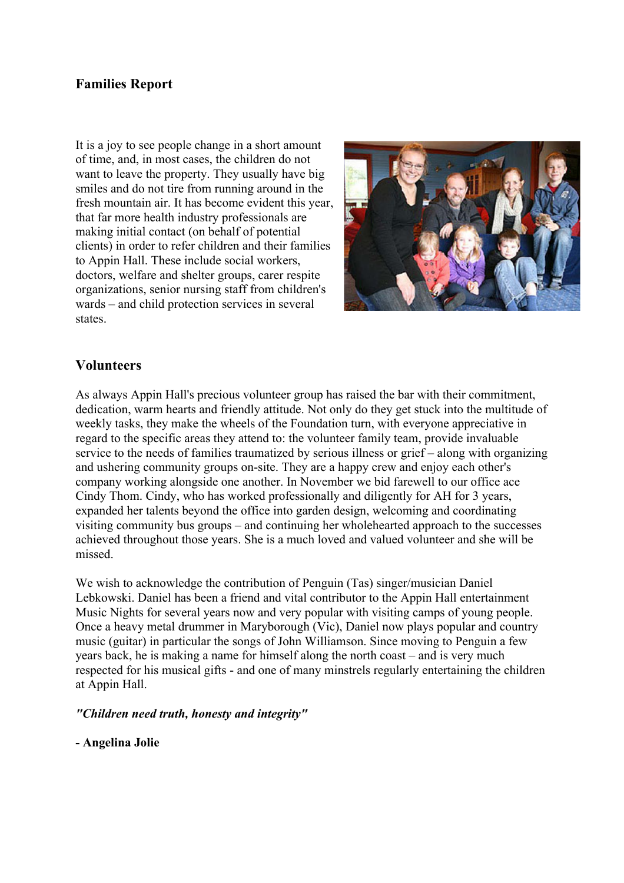## Families Report

It is a joy to see people change in a short amount of time, and, in most cases, the children do not want to leave the property. They usually have big smiles and do not tire from running around in the fresh mountain air. It has become evident this year, that far more health industry professionals are making initial contact (on behalf of potential clients) in order to refer children and their families to Appin Hall. These include social workers, doctors, welfare and shelter groups, carer respite organizations, senior nursing staff from children's wards – and child protection services in several states.

## Volunteers

As always Appin Hall's precious volunteer group has raised the bar with their commitment, dedication, warm hearts and friendly attitude. Not only do they get stuck into the multitude of weekly tasks, they make the wheels of the Foundation turn, with everyone appreciative in regard to the specific areas they attend to: the volunteer family team, provide invaluable service to the needs of families traumatized by serious illness or grief – along with organizing and ushering community groups on-site. They are a happy crew and enjoy each other's company working alongside one another. In November we bid farewell to our office ace Cindy Thom. Cindy, who has worked professionally and diligently for AH for 3 years, expanded her talents beyond the office into garden design, welcoming and coordinating visiting community bus groups – and continuing her wholehearted approach to the successes achieved throughout those years. She is a much loved and valued volunteer and she will be missed.

We wish to acknowledge the contribution of Penguin (Tas) singer/musician Daniel Lebkowski. Daniel has been a friend and vital contributor to the Appin Hall entertainment Music Nights for several years now and very popular with visiting camps of young people. Once a heavy metal drummer in Maryborough (Vic), Daniel now plays popular and country music (guitar) in particular the songs of John Williamson. Since moving to Penguin a few years back, he is making a name for himself along the north coast – and is very much respected for his musical gifts - and one of many minstrels regularly entertaining the children at Appin Hall.

***"Children need truth, honesty and integrity"***

**- Angelina Jolie**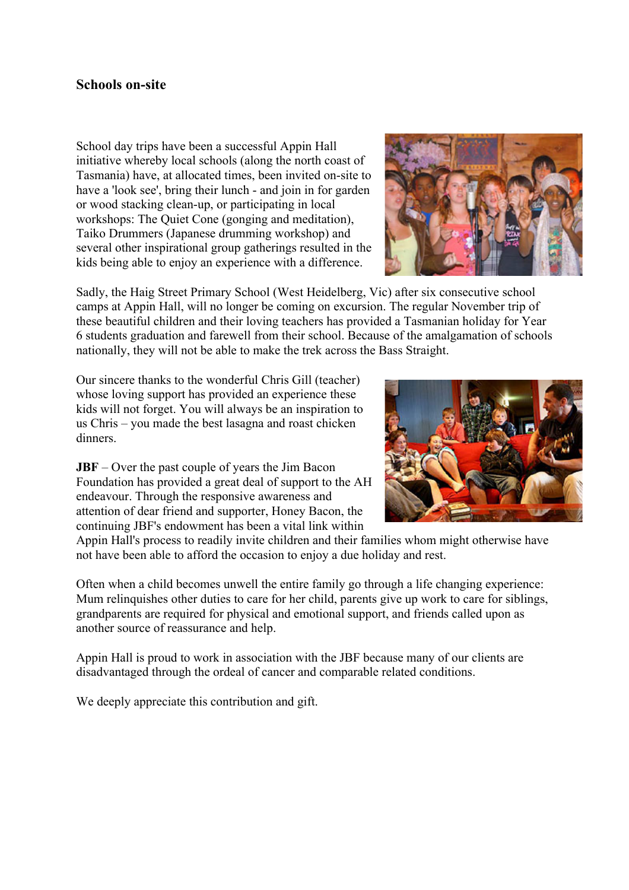## Schools on-site

School day trips have been a successful Appin Hall initiative whereby local schools (along the north coast of Tasmania) have, at allocated times, been invited on-site to have a 'look see', bring their lunch - and join in for garden or wood stacking clean-up, or participating in local workshops: The Quiet Cone (gonging and meditation), Taiko Drummers (Japanese drumming workshop) and several other inspirational group gatherings resulted in the kids being able to enjoy an experience with a difference.

Sadly, the Haig Street Primary School (West Heidelberg, Vic) after six consecutive school camps at Appin Hall, will no longer be coming on excursion. The regular November trip of these beautiful children and their loving teachers has provided a Tasmanian holiday for Year 6 students graduation and farewell from their school. Because of the amalgamation of schools nationally, they will not be able to make the trek across the Bass Straight.

Our sincere thanks to the wonderful Chris Gill (teacher) whose loving support has provided an experience these kids will not forget. You will always be an inspiration to us Chris – you made the best lasagna and roast chicken dinners.

**JBF** – Over the past couple of years the Jim Bacon Foundation has provided a great deal of support to the AH endeavour. Through the responsive awareness and attention of dear friend and supporter, Honey Bacon, the continuing JBF's endowment has been a vital link within Appin Hall's process to readily invite children and their families whom might otherwise have not have been able to afford the occasion to enjoy a due holiday and rest.

Often when a child becomes unwell the entire family go through a life changing experience: Mum relinquishes other duties to care for her child, parents give up work to care for siblings, grandparents are required for physical and emotional support, and friends called upon as another source of reassurance and help.

Appin Hall is proud to work in association with the JBF because many of our clients are disadvantaged through the ordeal of cancer and comparable related conditions.

We deeply appreciate this contribution and gift.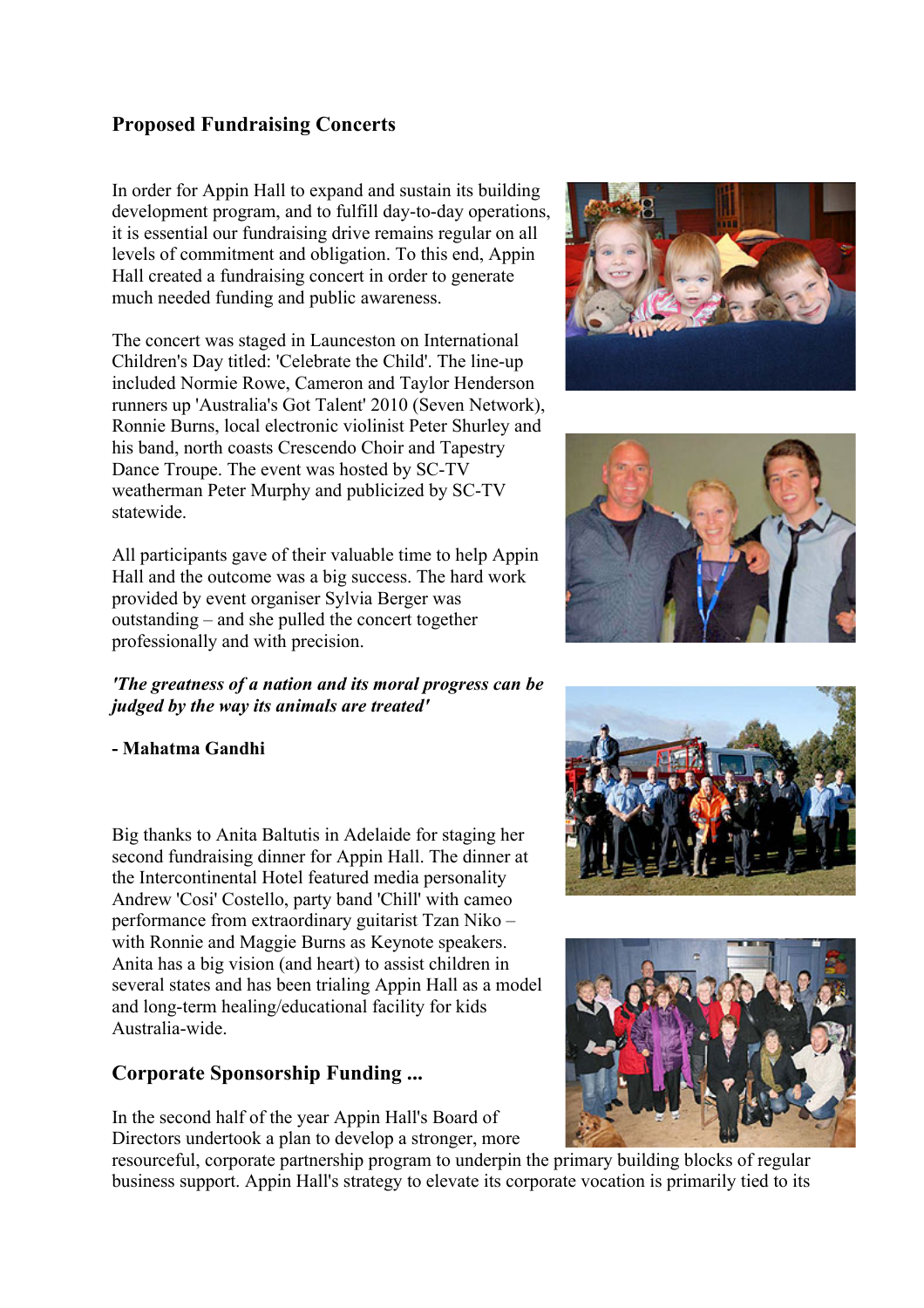## Proposed Fundraising Concerts

In order for Appin Hall to expand and sustain its building development program, and to fulfill day-to-day operations, it is essential our fundraising drive remains regular on all levels of commitment and obligation. To this end, Appin Hall created a fundraising concert in order to generate much needed funding and public awareness.

The concert was staged in Launceston on International Children's Day titled: 'Celebrate the Child'. The line-up included Normie Rowe, Cameron and Taylor Henderson runners up 'Australia's Got Talent' 2010 (Seven Network), Ronnie Burns, local electronic violinist Peter Shurley and his band, north coasts Crescendo Choir and Tapestry Dance Troupe. The event was hosted by SC-TV weatherman Peter Murphy and publicized by SC-TV statewide.

All participants gave of their valuable time to help Appin Hall and the outcome was a big success. The hard work provided by event organiser Sylvia Berger was outstanding – and she pulled the concert together professionally and with precision.

***'The greatness of a nation and its moral progress can be judged by the way its animals are treated'***

**- Mahatma Gandhi**

Big thanks to Anita Baltutis in Adelaide for staging her second fundraising dinner for Appin Hall. The dinner at the Intercontinental Hotel featured media personality Andrew 'Cosi' Costello, party band 'Chill' with cameo performance from extraordinary guitarist Tzan Niko – with Ronnie and Maggie Burns as Keynote speakers. Anita has a big vision (and heart) to assist children in several states and has been trialing Appin Hall as a model and long-term healing/educational facility for kids Australia-wide.

## Corporate Sponsorship Funding ...

In the second half of the year Appin Hall's Board of Directors undertook a plan to develop a stronger, more resourceful, corporate partnership program to underpin the primary building blocks of regular business support. Appin Hall's strategy to elevate its corporate vocation is primarily tied to its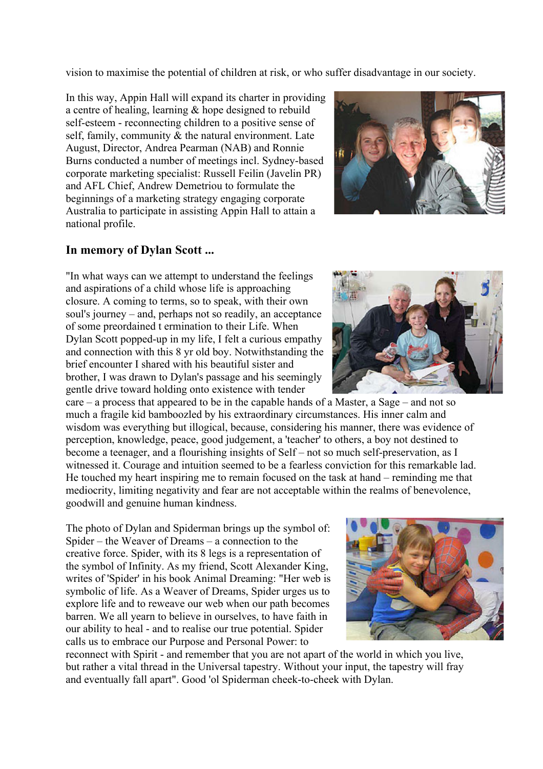vision to maximise the potential of children at risk, or who suffer disadvantage in our society.

In this way, Appin Hall will expand its charter in providing a centre of healing, learning & hope designed to rebuild self-esteem - reconnecting children to a positive sense of self, family, community & the natural environment. Late August, Director, Andrea Pearman (NAB) and Ronnie Burns conducted a number of meetings incl. Sydney-based corporate marketing specialist: Russell Feilin (Javelin PR) and AFL Chief, Andrew Demetriou to formulate the beginnings of a marketing strategy engaging corporate Australia to participate in assisting Appin Hall to attain a national profile.

## In memory of Dylan Scott ...

"In what ways can we attempt to understand the feelings and aspirations of a child whose life is approaching closure. A coming to terms, so to speak, with their own soul's journey – and, perhaps not so readily, an acceptance of some preordained t ermination to their Life. When Dylan Scott popped-up in my life, I felt a curious empathy and connection with this 8 yr old boy. Notwithstanding the brief encounter I shared with his beautiful sister and brother, I was drawn to Dylan's passage and his seemingly gentle drive toward holding onto existence with tender care – a process that appeared to be in the capable hands of a Master, a Sage – and not so much a fragile kid bamboozled by his extraordinary circumstances. His inner calm and wisdom was everything but illogical, because, considering his manner, there was evidence of perception, knowledge, peace, good judgement, a 'teacher' to others, a boy not destined to become a teenager, and a flourishing insights of Self – not so much self-preservation, as I witnessed it. Courage and intuition seemed to be a fearless conviction for this remarkable lad. He touched my heart inspiring me to remain focused on the task at hand – reminding me that mediocrity, limiting negativity and fear are not acceptable within the realms of benevolence, goodwill and genuine human kindness.

The photo of Dylan and Spiderman brings up the symbol of: Spider – the Weaver of Dreams – a connection to the creative force. Spider, with its 8 legs is a representation of the symbol of Infinity. As my friend, Scott Alexander King, writes of 'Spider' in his book Animal Dreaming: "Her web is symbolic of life. As a Weaver of Dreams, Spider urges us to explore life and to reweave our web when our path becomes barren. We all yearn to believe in ourselves, to have faith in our ability to heal - and to realise our true potential. Spider calls us to embrace our Purpose and Personal Power: to reconnect with Spirit - and remember that you are not apart of the world in which you live, but rather a vital thread in the Universal tapestry. Without your input, the tapestry will fray and eventually fall apart". Good 'ol Spiderman cheek-to-cheek with Dylan.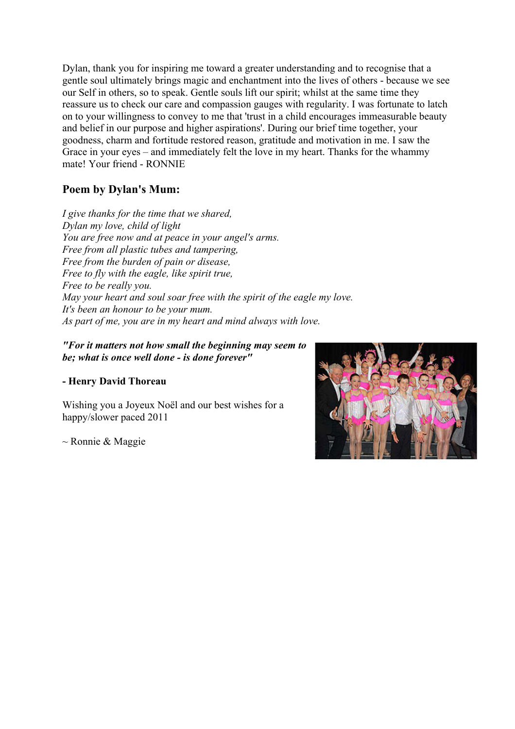Dylan, thank you for inspiring me toward a greater understanding and to recognise that a gentle soul ultimately brings magic and enchantment into the lives of others - because we see our Self in others, so to speak. Gentle souls lift our spirit; whilst at the same time they reassure us to check our care and compassion gauges with regularity. I was fortunate to latch on to your willingness to convey to me that 'trust in a child encourages immeasurable beauty and belief in our purpose and higher aspirations'. During our brief time together, your goodness, charm and fortitude restored reason, gratitude and motivation in me. I saw the Grace in your eyes – and immediately felt the love in my heart. Thanks for the whammy mate! Your friend - RONNIE

### Poem by Dylan's Mum:

*I give thanks for the time that we shared,*
*Dylan my love, child of light*
*You are free now and at peace in your angel's arms.*
*Free from all plastic tubes and tampering,*
*Free from the burden of pain or disease,*
*Free to fly with the eagle, like spirit true,*
*Free to be really you.*
*May your heart and soul soar free with the spirit of the eagle my love.*
*It's been an honour to be your mum.*
*As part of me, you are in my heart and mind always with love.*

***"For it matters not how small the beginning may seem to be; what is once well done - is done forever"***

**- Henry David Thoreau**

Wishing you a Joyeux Noël and our best wishes for a happy/slower paced 2011

~ Ronnie & Maggie